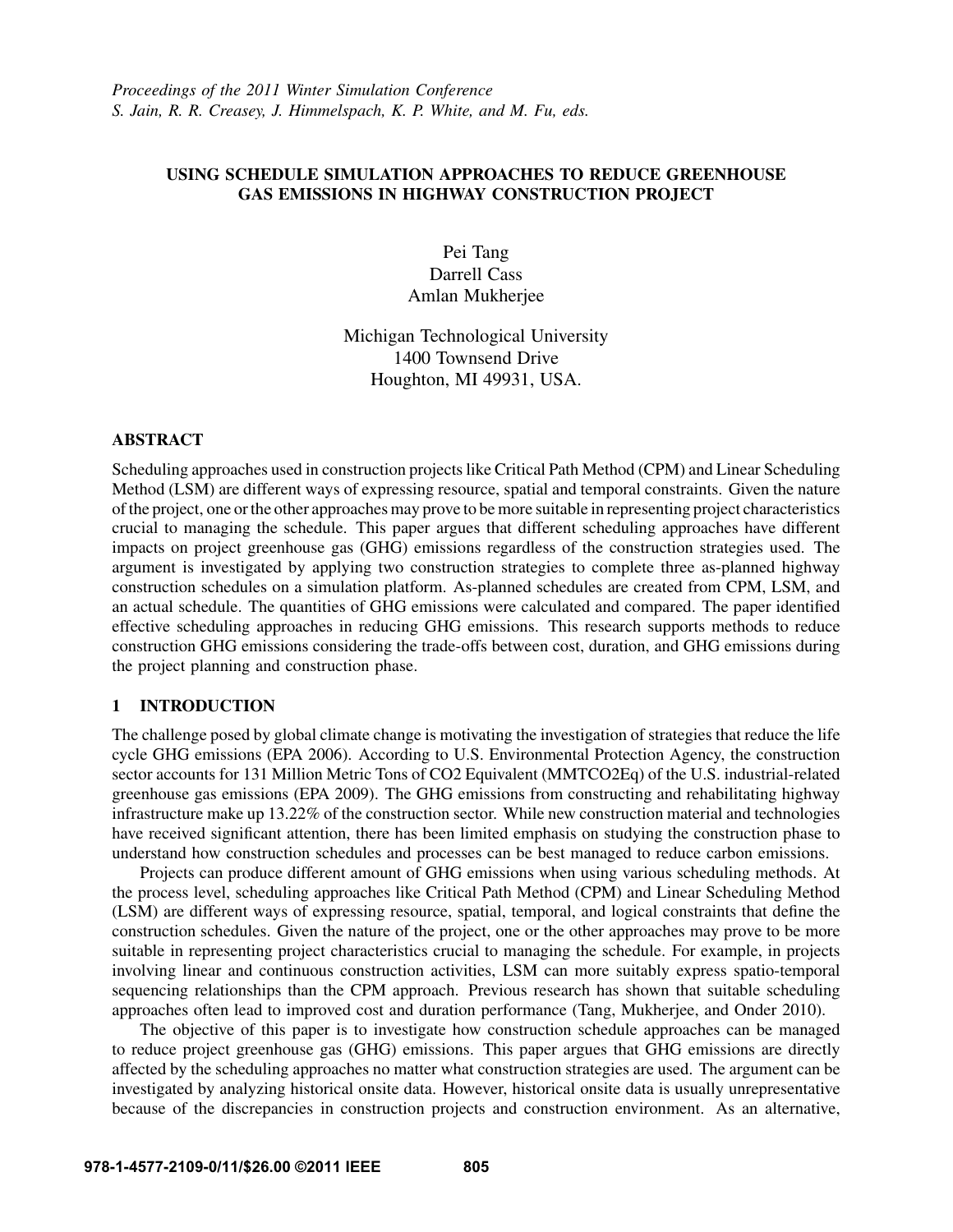*Proceedings of the 2011 Winter Simulation Conference*
*S. Jain, R. R. Creasey, J. Himmelspach, K. P. White, and M. Fu, eds.*

# USING SCHEDULE SIMULATION APPROACHES TO REDUCE GREENHOUSE GAS EMISSIONS IN HIGHWAY CONSTRUCTION PROJECT

Pei Tang
Darrell Cass
Amlan Mukherjee

Michigan Technological University
1400 Townsend Drive
Houghton, MI 49931, USA.

## ABSTRACT

Scheduling approaches used in construction projects like Critical Path Method (CPM) and Linear Scheduling Method (LSM) are different ways of expressing resource, spatial and temporal constraints. Given the nature of the project, one or the other approaches may prove to be more suitable in representing project characteristics crucial to managing the schedule. This paper argues that different scheduling approaches have different impacts on project greenhouse gas (GHG) emissions regardless of the construction strategies used. The argument is investigated by applying two construction strategies to complete three as-planned highway construction schedules on a simulation platform. As-planned schedules are created from CPM, LSM, and an actual schedule. The quantities of GHG emissions were calculated and compared. The paper identified effective scheduling approaches in reducing GHG emissions. This research supports methods to reduce construction GHG emissions considering the trade-offs between cost, duration, and GHG emissions during the project planning and construction phase.

## 1 INTRODUCTION

The challenge posed by global climate change is motivating the investigation of strategies that reduce the life cycle GHG emissions (EPA 2006). According to U.S. Environmental Protection Agency, the construction sector accounts for 131 Million Metric Tons of CO2 Equivalent (MMTCO2Eq) of the U.S. industrial-related greenhouse gas emissions (EPA 2009). The GHG emissions from constructing and rehabilitating highway infrastructure make up 13.22% of the construction sector. While new construction material and technologies have received significant attention, there has been limited emphasis on studying the construction phase to understand how construction schedules and processes can be best managed to reduce carbon emissions.

Projects can produce different amount of GHG emissions when using various scheduling methods. At the process level, scheduling approaches like Critical Path Method (CPM) and Linear Scheduling Method (LSM) are different ways of expressing resource, spatial, temporal, and logical constraints that define the construction schedules. Given the nature of the project, one or the other approaches may prove to be more suitable in representing project characteristics crucial to managing the schedule. For example, in projects involving linear and continuous construction activities, LSM can more suitably express spatio-temporal sequencing relationships than the CPM approach. Previous research has shown that suitable scheduling approaches often lead to improved cost and duration performance (Tang, Mukherjee, and Onder 2010).

The objective of this paper is to investigate how construction schedule approaches can be managed to reduce project greenhouse gas (GHG) emissions. This paper argues that GHG emissions are directly affected by the scheduling approaches no matter what construction strategies are used. The argument can be investigated by analyzing historical onsite data. However, historical onsite data is usually unrepresentative because of the discrepancies in construction projects and construction environment. As an alternative,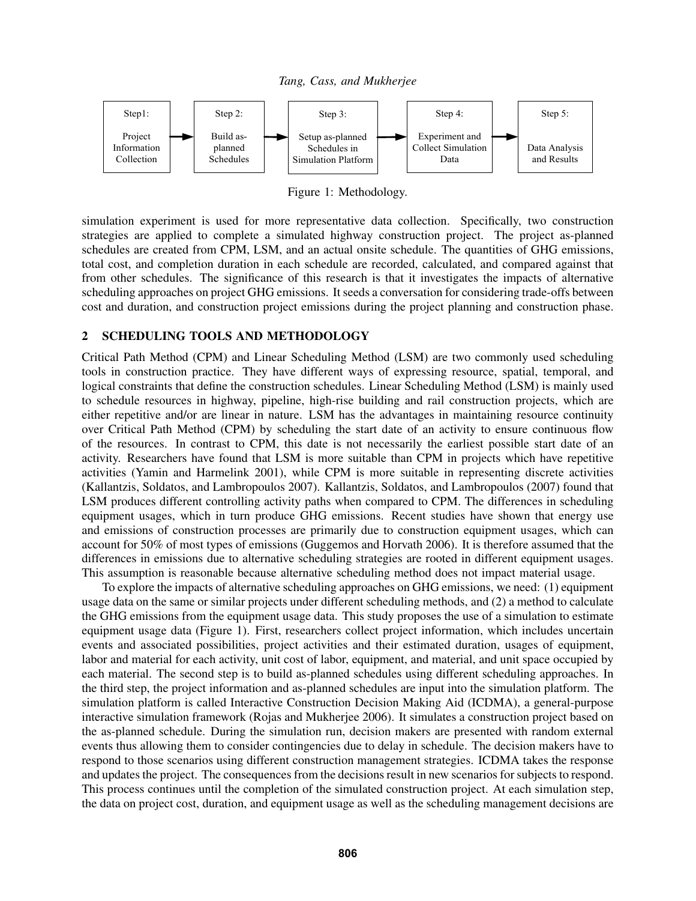Step1: Project Information Collection → Step 2: Build as-planned Schedules → Step 3: Setup as-planned Schedules in Simulation Platform → Step 4: Experiment and Collect Simulation Data → Step 5: Data Analysis and Results

Figure 1: Methodology.

simulation experiment is used for more representative data collection. Specifically, two construction strategies are applied to complete a simulated highway construction project. The project as-planned schedules are created from CPM, LSM, and an actual onsite schedule. The quantities of GHG emissions, total cost, and completion duration in each schedule are recorded, calculated, and compared against that from other schedules. The significance of this research is that it investigates the impacts of alternative scheduling approaches on project GHG emissions. It seeds a conversation for considering trade-offs between cost and duration, and construction project emissions during the project planning and construction phase.

## 2 SCHEDULING TOOLS AND METHODOLOGY

Critical Path Method (CPM) and Linear Scheduling Method (LSM) are two commonly used scheduling tools in construction practice. They have different ways of expressing resource, spatial, temporal, and logical constraints that define the construction schedules. Linear Scheduling Method (LSM) is mainly used to schedule resources in highway, pipeline, high-rise building and rail construction projects, which are either repetitive and/or are linear in nature. LSM has the advantages in maintaining resource continuity over Critical Path Method (CPM) by scheduling the start date of an activity to ensure continuous flow of the resources. In contrast to CPM, this date is not necessarily the earliest possible start date of an activity. Researchers have found that LSM is more suitable than CPM in projects which have repetitive activities (Yamin and Harmelink 2001), while CPM is more suitable in representing discrete activities (Kallantzis, Soldatos, and Lambropoulos 2007). Kallantzis, Soldatos, and Lambropoulos (2007) found that LSM produces different controlling activity paths when compared to CPM. The differences in scheduling equipment usages, which in turn produce GHG emissions. Recent studies have shown that energy use and emissions of construction processes are primarily due to construction equipment usages, which can account for 50% of most types of emissions (Guggemos and Horvath 2006). It is therefore assumed that the differences in emissions due to alternative scheduling strategies are rooted in different equipment usages. This assumption is reasonable because alternative scheduling method does not impact material usage.

To explore the impacts of alternative scheduling approaches on GHG emissions, we need: (1) equipment usage data on the same or similar projects under different scheduling methods, and (2) a method to calculate the GHG emissions from the equipment usage data. This study proposes the use of a simulation to estimate equipment usage data (Figure 1). First, researchers collect project information, which includes uncertain events and associated possibilities, project activities and their estimated duration, usages of equipment, labor and material for each activity, unit cost of labor, equipment, and material, and unit space occupied by each material. The second step is to build as-planned schedules using different scheduling approaches. In the third step, the project information and as-planned schedules are input into the simulation platform. The simulation platform is called Interactive Construction Decision Making Aid (ICDMA), a general-purpose interactive simulation framework (Rojas and Mukherjee 2006). It simulates a construction project based on the as-planned schedule. During the simulation run, decision makers are presented with random external events thus allowing them to consider contingencies due to delay in schedule. The decision makers have to respond to those scenarios using different construction management strategies. ICDMA takes the response and updates the project. The consequences from the decisions result in new scenarios for subjects to respond. This process continues until the completion of the simulated construction project. At each simulation step, the data on project cost, duration, and equipment usage as well as the scheduling management decisions are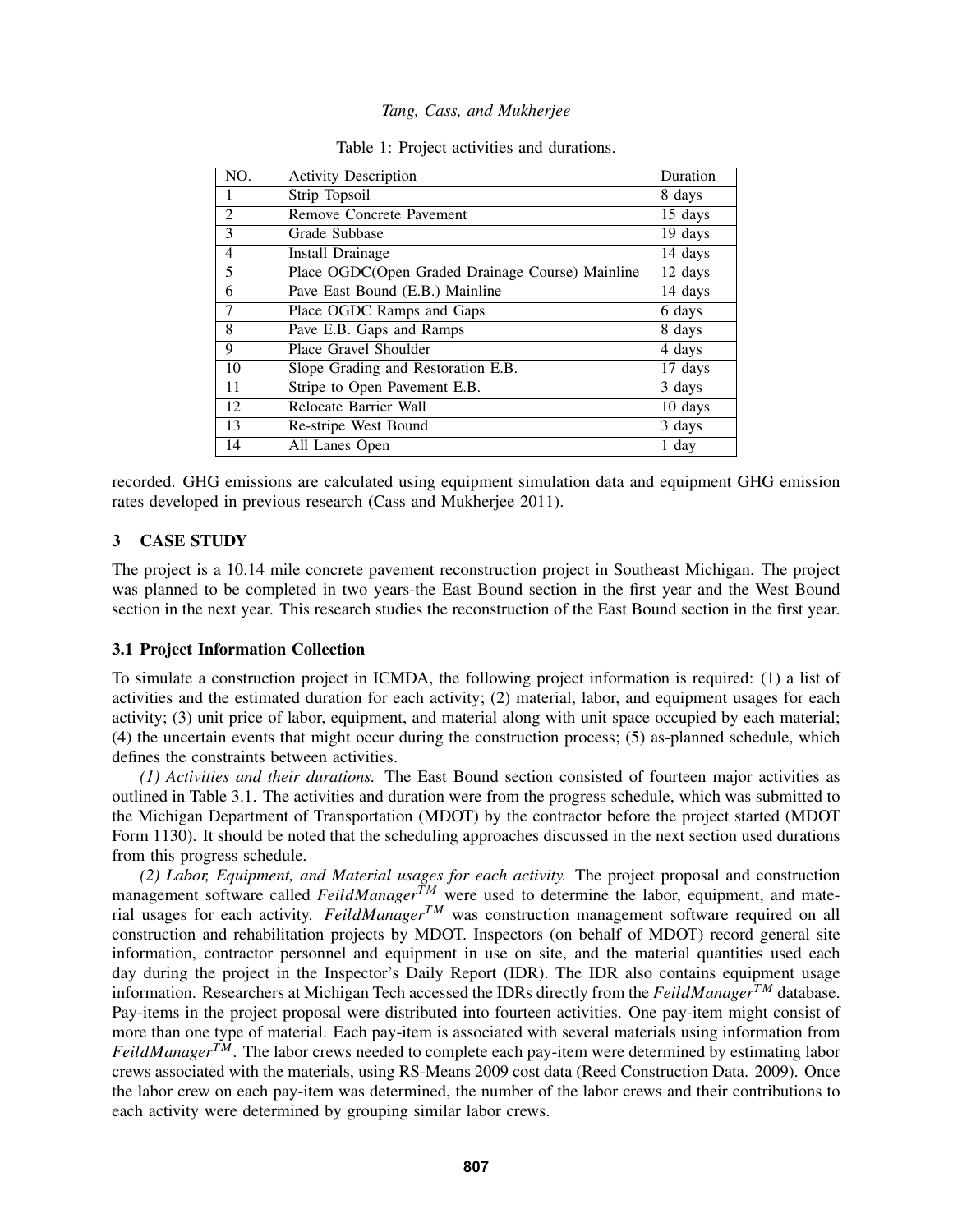Table 1: Project activities and durations.

| NO. | Activity Description | Duration |
|---|---|---|
| 1 | Strip Topsoil | 8 days |
| 2 | Remove Concrete Pavement | 15 days |
| 3 | Grade Subbase | 19 days |
| 4 | Install Drainage | 14 days |
| 5 | Place OGDC(Open Graded Drainage Course) Mainline | 12 days |
| 6 | Pave East Bound (E.B.) Mainline | 14 days |
| 7 | Place OGDC Ramps and Gaps | 6 days |
| 8 | Pave E.B. Gaps and Ramps | 8 days |
| 9 | Place Gravel Shoulder | 4 days |
| 10 | Slope Grading and Restoration E.B. | 17 days |
| 11 | Stripe to Open Pavement E.B. | 3 days |
| 12 | Relocate Barrier Wall | 10 days |
| 13 | Re-stripe West Bound | 3 days |
| 14 | All Lanes Open | 1 day |

recorded. GHG emissions are calculated using equipment simulation data and equipment GHG emission rates developed in previous research (Cass and Mukherjee 2011).

## 3 CASE STUDY

The project is a 10.14 mile concrete pavement reconstruction project in Southeast Michigan. The project was planned to be completed in two years-the East Bound section in the first year and the West Bound section in the next year. This research studies the reconstruction of the East Bound section in the first year.

### 3.1 Project Information Collection

To simulate a construction project in ICMDA, the following project information is required: (1) a list of activities and the estimated duration for each activity; (2) material, labor, and equipment usages for each activity; (3) unit price of labor, equipment, and material along with unit space occupied by each material; (4) the uncertain events that might occur during the construction process; (5) as-planned schedule, which defines the constraints between activities.

*(1) Activities and their durations.* The East Bound section consisted of fourteen major activities as outlined in Table 3.1. The activities and duration were from the progress schedule, which was submitted to the Michigan Department of Transportation (MDOT) by the contractor before the project started (MDOT Form 1130). It should be noted that the scheduling approaches discussed in the next section used durations from this progress schedule.

*(2) Labor, Equipment, and Material usages for each activity.* The project proposal and construction management software called *FeildManager*$^{TM}$ were used to determine the labor, equipment, and material usages for each activity. *FeildManager*$^{TM}$ was construction management software required on all construction and rehabilitation projects by MDOT. Inspectors (on behalf of MDOT) record general site information, contractor personnel and equipment in use on site, and the material quantities used each day during the project in the Inspector's Daily Report (IDR). The IDR also contains equipment usage information. Researchers at Michigan Tech accessed the IDRs directly from the *FeildManager*$^{TM}$ database. Pay-items in the project proposal were distributed into fourteen activities. One pay-item might consist of more than one type of material. Each pay-item is associated with several materials using information from *FeildManager*$^{TM}$. The labor crews needed to complete each pay-item were determined by estimating labor crews associated with the materials, using RS-Means 2009 cost data (Reed Construction Data. 2009). Once the labor crew on each pay-item was determined, the number of the labor crews and their contributions to each activity were determined by grouping similar labor crews.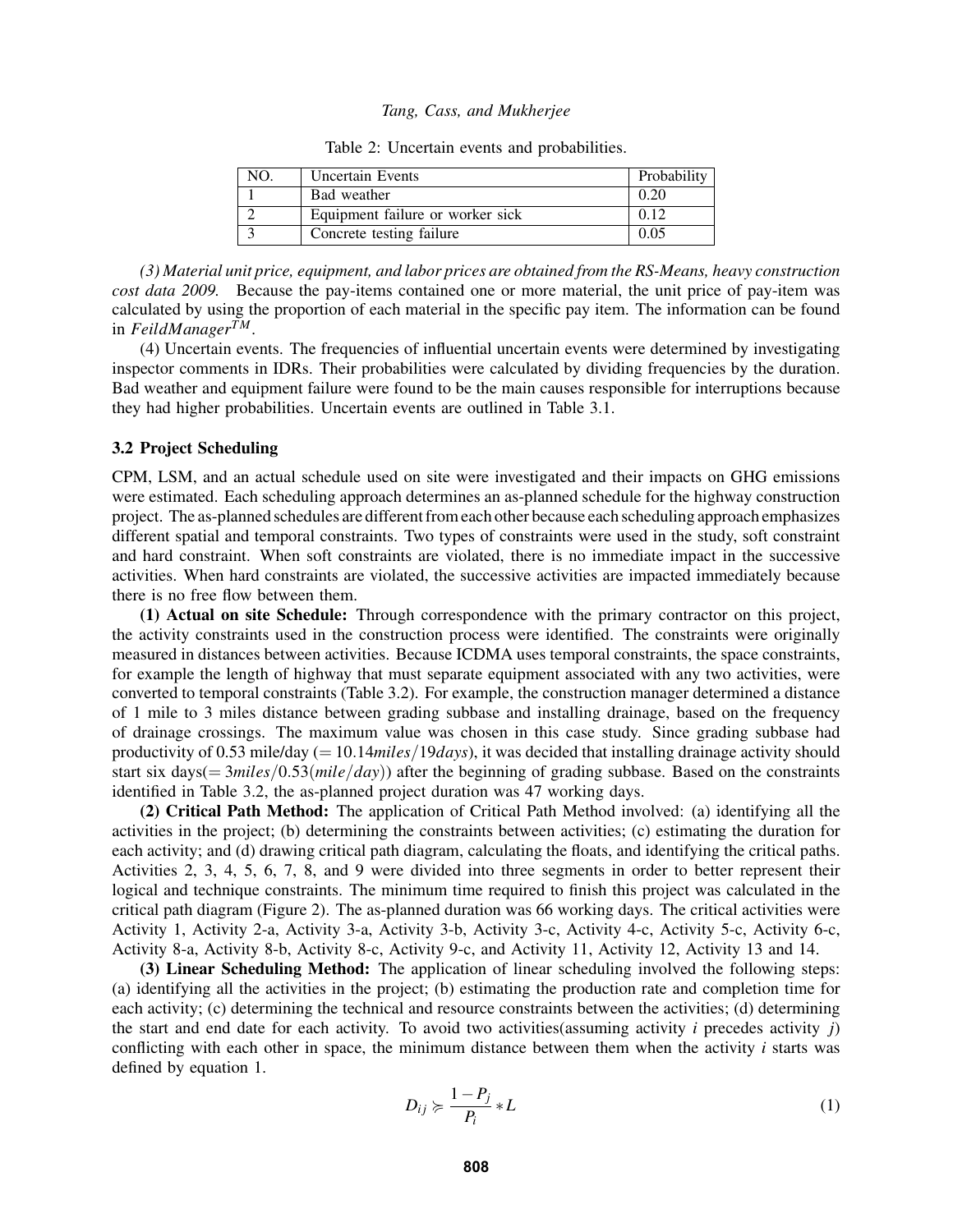Table 2: Uncertain events and probabilities.

| NO. | Uncertain Events | Probability |
|---|---|---|
| 1 | Bad weather | 0.20 |
| 2 | Equipment failure or worker sick | 0.12 |
| 3 | Concrete testing failure | 0.05 |

*(3) Material unit price, equipment, and labor prices are obtained from the RS-Means, heavy construction cost data 2009.* Because the pay-items contained one or more material, the unit price of pay-item was calculated by using the proportion of each material in the specific pay item. The information can be found in *FeildManager*$^{TM}$.

(4) Uncertain events. The frequencies of influential uncertain events were determined by investigating inspector comments in IDRs. Their probabilities were calculated by dividing frequencies by the duration. Bad weather and equipment failure were found to be the main causes responsible for interruptions because they had higher probabilities. Uncertain events are outlined in Table 3.1.

### 3.2 Project Scheduling

CPM, LSM, and an actual schedule used on site were investigated and their impacts on GHG emissions were estimated. Each scheduling approach determines an as-planned schedule for the highway construction project. The as-planned schedules are different from each other because each scheduling approach emphasizes different spatial and temporal constraints. Two types of constraints were used in the study, soft constraint and hard constraint. When soft constraints are violated, there is no immediate impact in the successive activities. When hard constraints are violated, the successive activities are impacted immediately because there is no free flow between them.

**(1) Actual on site Schedule:** Through correspondence with the primary contractor on this project, the activity constraints used in the construction process were identified. The constraints were originally measured in distances between activities. Because ICDMA uses temporal constraints, the space constraints, for example the length of highway that must separate equipment associated with any two activities, were converted to temporal constraints (Table 3.2). For example, the construction manager determined a distance of 1 mile to 3 miles distance between grading subbase and installing drainage, based on the frequency of drainage crossings. The maximum value was chosen in this case study. Since grading subbase had productivity of 0.53 mile/day ($= 10.14 miles/19 days$), it was decided that installing drainage activity should start six days($= 3 miles/0.53(mile/day)$) after the beginning of grading subbase. Based on the constraints identified in Table 3.2, the as-planned project duration was 47 working days.

**(2) Critical Path Method:** The application of Critical Path Method involved: (a) identifying all the activities in the project; (b) determining the constraints between activities; (c) estimating the duration for each activity; and (d) drawing critical path diagram, calculating the floats, and identifying the critical paths. Activities 2, 3, 4, 5, 6, 7, 8, and 9 were divided into three segments in order to better represent their logical and technique constraints. The minimum time required to finish this project was calculated in the critical path diagram (Figure 2). The as-planned duration was 66 working days. The critical activities were Activity 1, Activity 2-a, Activity 3-a, Activity 3-b, Activity 3-c, Activity 4-c, Activity 5-c, Activity 6-c, Activity 8-a, Activity 8-b, Activity 8-c, Activity 9-c, and Activity 11, Activity 12, Activity 13 and 14.

**(3) Linear Scheduling Method:** The application of linear scheduling involved the following steps: (a) identifying all the activities in the project; (b) estimating the production rate and completion time for each activity; (c) determining the technical and resource constraints between the activities; (d) determining the start and end date for each activity. To avoid two activities(assuming activity $i$ precedes activity $j$) conflicting with each other in space, the minimum distance between them when the activity $i$ starts was defined by equation 1.

$$D_{ij} \succcurlyeq \frac{1-P_j}{P_i} * L \tag{1}$$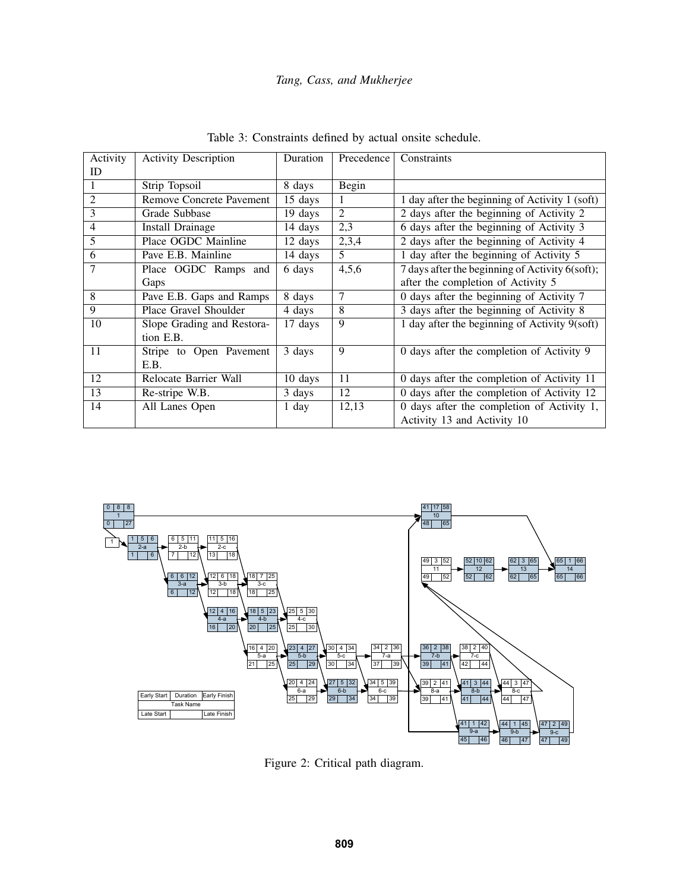Table 3: Constraints defined by actual onsite schedule.

| Activity ID | Activity Description | Duration | Precedence | Constraints |
|---|---|---|---|---|
| 1 | Strip Topsoil | 8 days | Begin | |
| 2 | Remove Concrete Pavement | 15 days | 1 | 1 day after the beginning of Activity 1 (soft) |
| 3 | Grade Subbase | 19 days | 2 | 2 days after the beginning of Activity 2 |
| 4 | Install Drainage | 14 days | 2,3 | 6 days after the beginning of Activity 3 |
| 5 | Place OGDC Mainline | 12 days | 2,3,4 | 2 days after the beginning of Activity 4 |
| 6 | Pave E.B. Mainline | 14 days | 5 | 1 day after the beginning of Activity 5 |
| 7 | Place OGDC Ramps and Gaps | 6 days | 4,5,6 | 7 days after the beginning of Activity 6(soft); after the completion of Activity 5 |
| 8 | Pave E.B. Gaps and Ramps | 8 days | 7 | 0 days after the beginning of Activity 7 |
| 9 | Place Gravel Shoulder | 4 days | 8 | 3 days after the beginning of Activity 8 |
| 10 | Slope Grading and Restoration E.B. | 17 days | 9 | 1 day after the beginning of Activity 9(soft) |
| 11 | Stripe to Open Pavement E.B. | 3 days | 9 | 0 days after the completion of Activity 9 |
| 12 | Relocate Barrier Wall | 10 days | 11 | 0 days after the completion of Activity 11 |
| 13 | Re-stripe W.B. | 3 days | 12 | 0 days after the completion of Activity 12 |
| 14 | All Lanes Open | 1 day | 12,13 | 0 days after the completion of Activity 1, Activity 13 and Activity 10 |

Figure 2: Critical path diagram.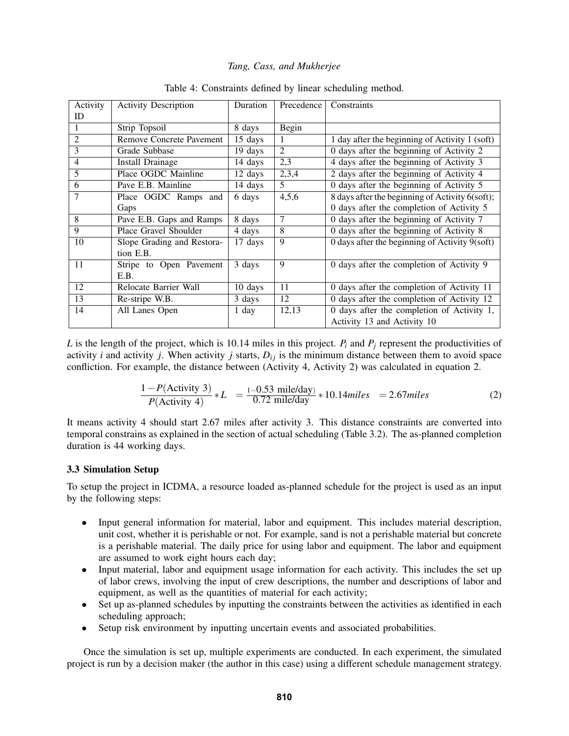Table 4: Constraints defined by linear scheduling method.

| Activity ID | Activity Description | Duration | Precedence | Constraints |
|---|---|---|---|---|
| 1 | Strip Topsoil | 8 days | Begin | |
| 2 | Remove Concrete Pavement | 15 days | 1 | 1 day after the beginning of Activity 1 (soft) |
| 3 | Grade Subbase | 19 days | 2 | 0 days after the beginning of Activity 2 |
| 4 | Install Drainage | 14 days | 2,3 | 4 days after the beginning of Activity 3 |
| 5 | Place OGDC Mainline | 12 days | 2,3,4 | 2 days after the beginning of Activity 4 |
| 6 | Pave E.B. Mainline | 14 days | 5 | 0 days after the beginning of Activity 5 |
| 7 | Place OGDC Ramps and Gaps | 6 days | 4,5,6 | 8 days after the beginning of Activity 6(soft); 0 days after the completion of Activity 5 |
| 8 | Pave E.B. Gaps and Ramps | 8 days | 7 | 0 days after the beginning of Activity 7 |
| 9 | Place Gravel Shoulder | 4 days | 8 | 0 days after the beginning of Activity 8 |
| 10 | Slope Grading and Restoration E.B. | 17 days | 9 | 0 days after the beginning of Activity 9(soft) |
| 11 | Stripe to Open Pavement E.B. | 3 days | 9 | 0 days after the completion of Activity 9 |
| 12 | Relocate Barrier Wall | 10 days | 11 | 0 days after the completion of Activity 11 |
| 13 | Re-stripe W.B. | 3 days | 12 | 0 days after the completion of Activity 12 |
| 14 | All Lanes Open | 1 day | 12,13 | 0 days after the completion of Activity 1, Activity 13 and Activity 10 |

$L$ is the length of the project, which is 10.14 miles in this project. $P_i$ and $P_j$ represent the productivities of activity $i$ and activity $j$. When activity $j$ starts, $D_{ij}$ is the minimum distance between them to avoid space confliction. For example, the distance between (Activity 4, Activity 2) was calculated in equation 2.

$$\frac{1-P(\text{Activity 3})}{P(\text{Activity 4})} * L \quad = \frac{1-0.53 \text{ mile/day})}{0.72 \text{ mile/day}} * 10.14 miles \quad = 2.67 miles \tag{2}$$

It means activity 4 should start 2.67 miles after activity 3. This distance constraints are converted into temporal constrains as explained in the section of actual scheduling (Table 3.2). The as-planned completion duration is 44 working days.

### 3.3 Simulation Setup

To setup the project in ICDMA, a resource loaded as-planned schedule for the project is used as an input by the following steps:

- Input general information for material, labor and equipment. This includes material description, unit cost, whether it is perishable or not. For example, sand is not a perishable material but concrete is a perishable material. The daily price for using labor and equipment. The labor and equipment are assumed to work eight hours each day;
- Input material, labor and equipment usage information for each activity. This includes the set up of labor crews, involving the input of crew descriptions, the number and descriptions of labor and equipment, as well as the quantities of material for each activity;
- Set up as-planned schedules by inputting the constraints between the activities as identified in each scheduling approach;
- Setup risk environment by inputting uncertain events and associated probabilities.

Once the simulation is set up, multiple experiments are conducted. In each experiment, the simulated project is run by a decision maker (the author in this case) using a different schedule management strategy.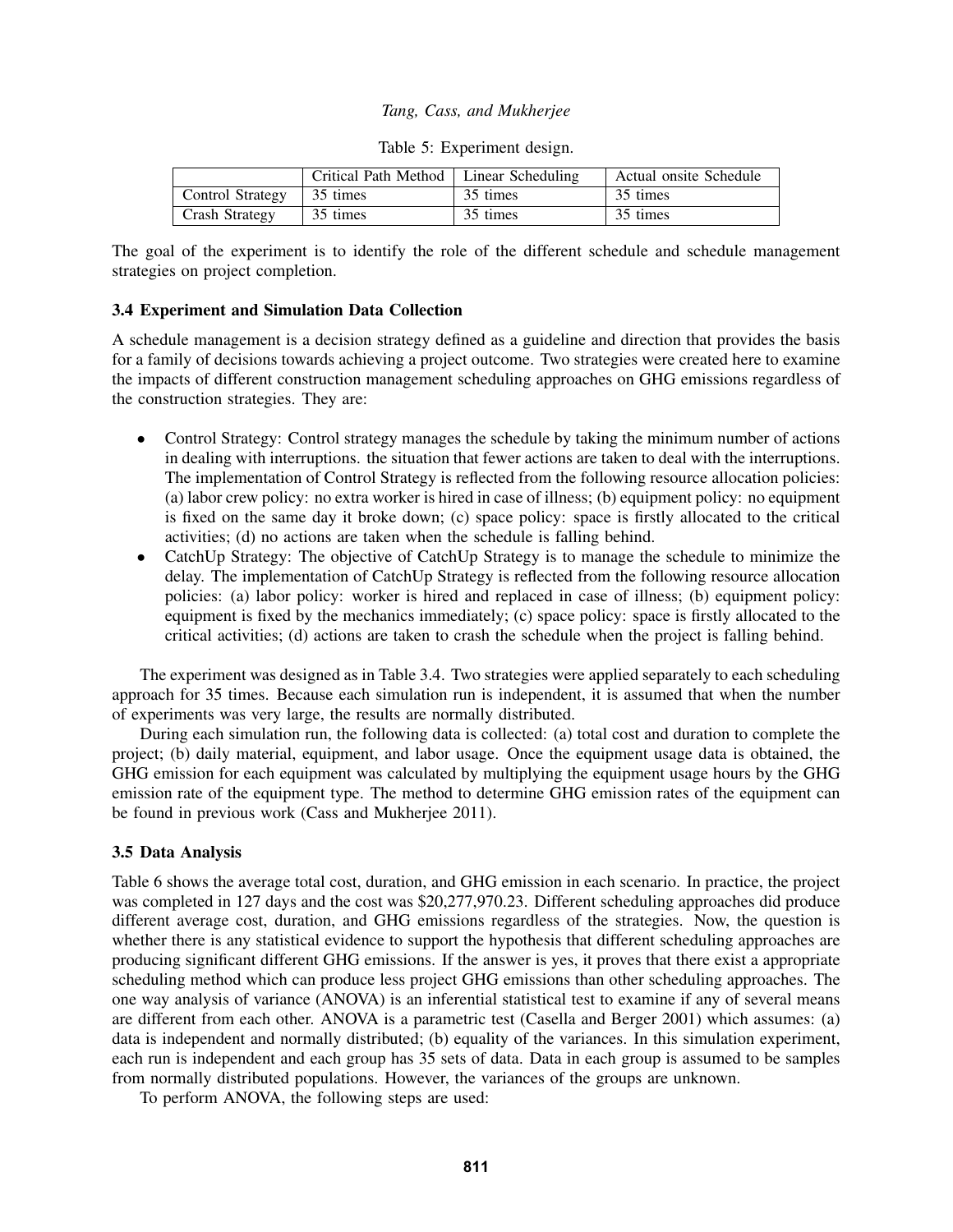Table 5: Experiment design.

| | Critical Path Method | Linear Scheduling | Actual onsite Schedule |
|---|---|---|---|
| Control Strategy | 35 times | 35 times | 35 times |
| Crash Strategy | 35 times | 35 times | 35 times |

The goal of the experiment is to identify the role of the different schedule and schedule management strategies on project completion.

### 3.4 Experiment and Simulation Data Collection

A schedule management is a decision strategy defined as a guideline and direction that provides the basis for a family of decisions towards achieving a project outcome. Two strategies were created here to examine the impacts of different construction management scheduling approaches on GHG emissions regardless of the construction strategies. They are:

- Control Strategy: Control strategy manages the schedule by taking the minimum number of actions in dealing with interruptions. the situation that fewer actions are taken to deal with the interruptions. The implementation of Control Strategy is reflected from the following resource allocation policies: (a) labor crew policy: no extra worker is hired in case of illness; (b) equipment policy: no equipment is fixed on the same day it broke down; (c) space policy: space is firstly allocated to the critical activities; (d) no actions are taken when the schedule is falling behind.
- CatchUp Strategy: The objective of CatchUp Strategy is to manage the schedule to minimize the delay. The implementation of CatchUp Strategy is reflected from the following resource allocation policies: (a) labor policy: worker is hired and replaced in case of illness; (b) equipment policy: equipment is fixed by the mechanics immediately; (c) space policy: space is firstly allocated to the critical activities; (d) actions are taken to crash the schedule when the project is falling behind.

The experiment was designed as in Table 3.4. Two strategies were applied separately to each scheduling approach for 35 times. Because each simulation run is independent, it is assumed that when the number of experiments was very large, the results are normally distributed.

During each simulation run, the following data is collected: (a) total cost and duration to complete the project; (b) daily material, equipment, and labor usage. Once the equipment usage data is obtained, the GHG emission for each equipment was calculated by multiplying the equipment usage hours by the GHG emission rate of the equipment type. The method to determine GHG emission rates of the equipment can be found in previous work (Cass and Mukherjee 2011).

### 3.5 Data Analysis

Table 6 shows the average total cost, duration, and GHG emission in each scenario. In practice, the project was completed in 127 days and the cost was $20,277,970.23. Different scheduling approaches did produce different average cost, duration, and GHG emissions regardless of the strategies. Now, the question is whether there is any statistical evidence to support the hypothesis that different scheduling approaches are producing significant different GHG emissions. If the answer is yes, it proves that there exist a appropriate scheduling method which can produce less project GHG emissions than other scheduling approaches. The one way analysis of variance (ANOVA) is an inferential statistical test to examine if any of several means are different from each other. ANOVA is a parametric test (Casella and Berger 2001) which assumes: (a) data is independent and normally distributed; (b) equality of the variances. In this simulation experiment, each run is independent and each group has 35 sets of data. Data in each group is assumed to be samples from normally distributed populations. However, the variances of the groups are unknown.

To perform ANOVA, the following steps are used: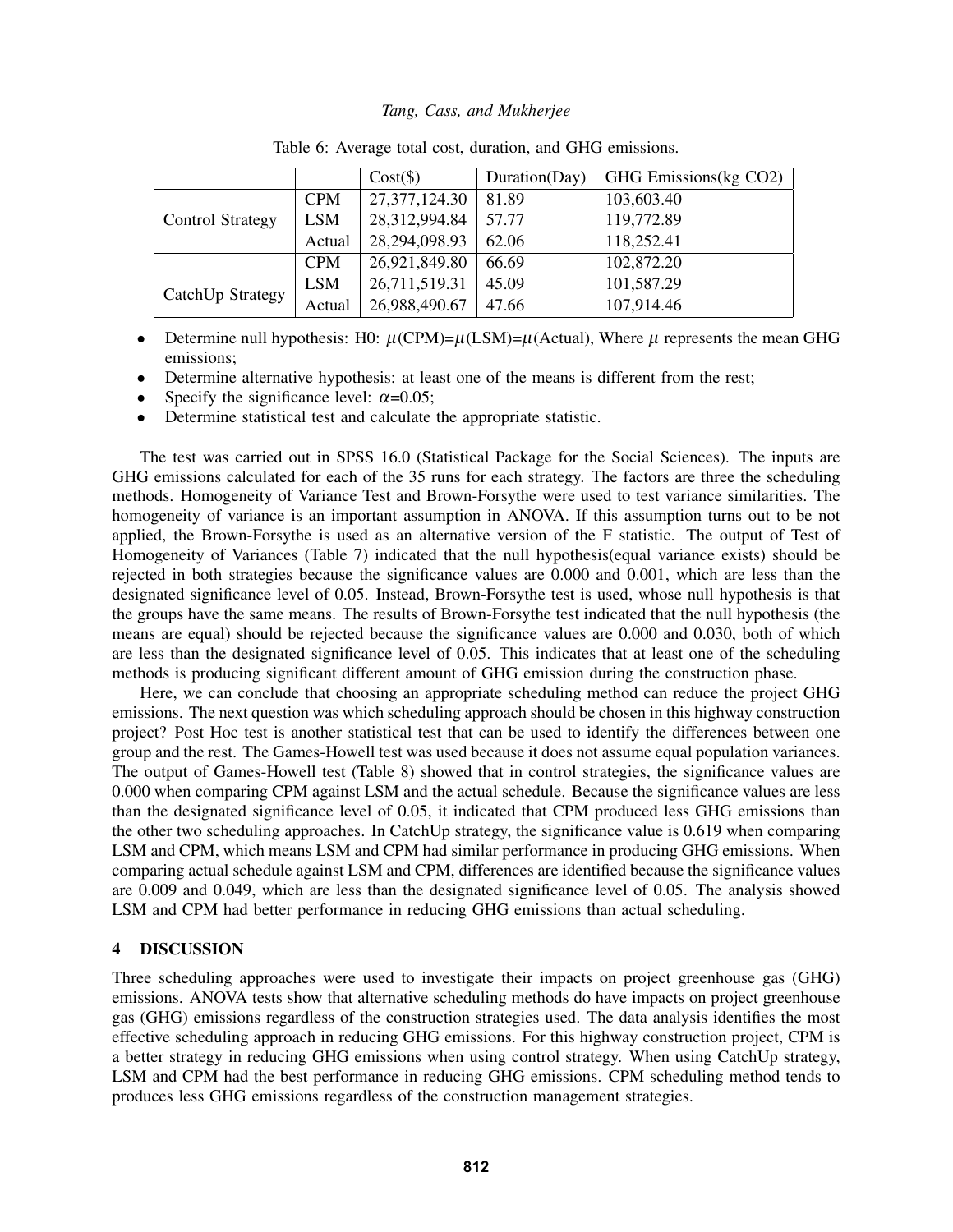Table 6: Average total cost, duration, and GHG emissions.

| | | Cost($) | Duration(Day) | GHG Emissions(kg CO2) |
|---|---|---|---|---|
| Control Strategy | CPM | 27,377,124.30 | 81.89 | 103,603.40 |
| | LSM | 28,312,994.84 | 57.77 | 119,772.89 |
| | Actual | 28,294,098.93 | 62.06 | 118,252.41 |
| CatchUp Strategy | CPM | 26,921,849.80 | 66.69 | 102,872.20 |
| | LSM | 26,711,519.31 | 45.09 | 101,587.29 |
| | Actual | 26,988,490.67 | 47.66 | 107,914.46 |

- Determine null hypothesis: H0: $\mu$(CPM)=$\mu$(LSM)=$\mu$(Actual), Where $\mu$ represents the mean GHG emissions;
- Determine alternative hypothesis: at least one of the means is different from the rest;
- Specify the significance level: $\alpha$=0.05;
- Determine statistical test and calculate the appropriate statistic.

The test was carried out in SPSS 16.0 (Statistical Package for the Social Sciences). The inputs are GHG emissions calculated for each of the 35 runs for each strategy. The factors are three the scheduling methods. Homogeneity of Variance Test and Brown-Forsythe were used to test variance similarities. The homogeneity of variance is an important assumption in ANOVA. If this assumption turns out to be not applied, the Brown-Forsythe is used as an alternative version of the F statistic. The output of Test of Homogeneity of Variances (Table 7) indicated that the null hypothesis(equal variance exists) should be rejected in both strategies because the significance values are 0.000 and 0.001, which are less than the designated significance level of 0.05. Instead, Brown-Forsythe test is used, whose null hypothesis is that the groups have the same means. The results of Brown-Forsythe test indicated that the null hypothesis (the means are equal) should be rejected because the significance values are 0.000 and 0.030, both of which are less than the designated significance level of 0.05. This indicates that at least one of the scheduling methods is producing significant different amount of GHG emission during the construction phase.

Here, we can conclude that choosing an appropriate scheduling method can reduce the project GHG emissions. The next question was which scheduling approach should be chosen in this highway construction project? Post Hoc test is another statistical test that can be used to identify the differences between one group and the rest. The Games-Howell test was used because it does not assume equal population variances. The output of Games-Howell test (Table 8) showed that in control strategies, the significance values are 0.000 when comparing CPM against LSM and the actual schedule. Because the significance values are less than the designated significance level of 0.05, it indicated that CPM produced less GHG emissions than the other two scheduling approaches. In CatchUp strategy, the significance value is 0.619 when comparing LSM and CPM, which means LSM and CPM had similar performance in producing GHG emissions. When comparing actual schedule against LSM and CPM, differences are identified because the significance values are 0.009 and 0.049, which are less than the designated significance level of 0.05. The analysis showed LSM and CPM had better performance in reducing GHG emissions than actual scheduling.

## 4 DISCUSSION

Three scheduling approaches were used to investigate their impacts on project greenhouse gas (GHG) emissions. ANOVA tests show that alternative scheduling methods do have impacts on project greenhouse gas (GHG) emissions regardless of the construction strategies used. The data analysis identifies the most effective scheduling approach in reducing GHG emissions. For this highway construction project, CPM is a better strategy in reducing GHG emissions when using control strategy. When using CatchUp strategy, LSM and CPM had the best performance in reducing GHG emissions. CPM scheduling method tends to produces less GHG emissions regardless of the construction management strategies.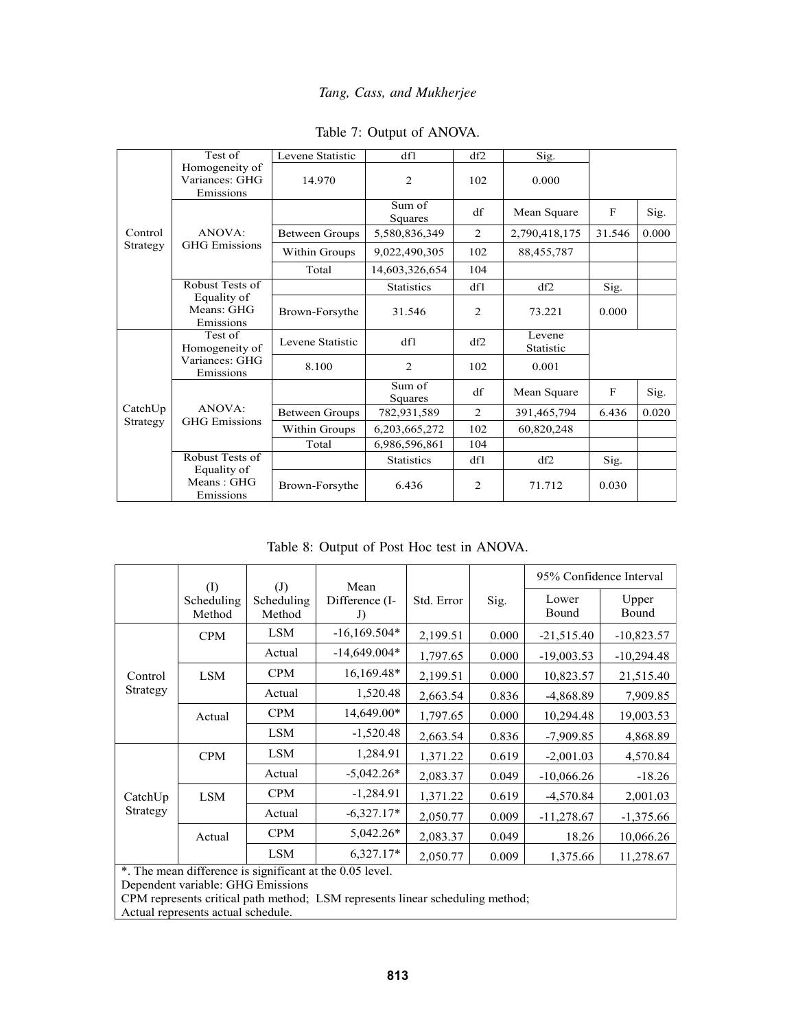Table 7: Output of ANOVA.

| | | | | | | | |
|---|---|---|---|---|---|---|---|
| Control Strategy | Test of Homogeneity of Variances: GHG Emissions | Levene Statistic | df1 | df2 | Sig. | | |
| | | 14.970 | 2 | 102 | 0.000 | | |
| | ANOVA: GHG Emissions | | Sum of Squares | df | Mean Square | F | Sig. |
| | | Between Groups | 5,580,836,349 | 2 | 2,790,418,175 | 31.546 | 0.000 |
| | | Within Groups | 9,022,490,305 | 102 | 88,455,787 | | |
| | | Total | 14,603,326,654 | 104 | | | |
| | Robust Tests of Equality of Means: GHG Emissions | | Statistics | df1 | df2 | Sig. | |
| | | Brown-Forsythe | 31.546 | 2 | 73.221 | 0.000 | |
| CatchUp Strategy | Test of Homogeneity of Variances: GHG Emissions | Levene Statistic | df1 | df2 | Levene Statistic | | |
| | | 8.100 | 2 | 102 | 0.001 | | |
| | ANOVA: GHG Emissions | | Sum of Squares | df | Mean Square | F | Sig. |
| | | Between Groups | 782,931,589 | 2 | 391,465,794 | 6.436 | 0.020 |
| | | Within Groups | 6,203,665,272 | 102 | 60,820,248 | | |
| | | Total | 6,986,596,861 | 104 | | | |
| | Robust Tests of Equality of Means : GHG Emissions | | Statistics | df1 | df2 | Sig. | |
| | | Brown-Forsythe | 6.436 | 2 | 71.712 | 0.030 | |

Table 8: Output of Post Hoc test in ANOVA.

| | (I) Scheduling Method | (J) Scheduling Method | Mean Difference (I-J) | Std. Error | Sig. | 95% Confidence Interval | |
|---|---|---|---|---|---|---|---|
| | | | | | | Lower Bound | Upper Bound |
| Control Strategy | CPM | LSM | -16,169.504* | 2,199.51 | 0.000 | -21,515.40 | -10,823.57 |
| | | Actual | -14,649.004* | 1,797.65 | 0.000 | -19,003.53 | -10,294.48 |
| | LSM | CPM | 16,169.48* | 2,199.51 | 0.000 | 10,823.57 | 21,515.40 |
| | | Actual | 1,520.48 | 2,663.54 | 0.836 | -4,868.89 | 7,909.85 |
| | Actual | CPM | 14,649.00* | 1,797.65 | 0.000 | 10,294.48 | 19,003.53 |
| | | LSM | -1,520.48 | 2,663.54 | 0.836 | -7,909.85 | 4,868.89 |
| CatchUp Strategy | CPM | LSM | 1,284.91 | 1,371.22 | 0.619 | -2,001.03 | 4,570.84 |
| | | Actual | -5,042.26* | 2,083.37 | 0.049 | -10,066.26 | -18.26 |
| | LSM | CPM | -1,284.91 | 1,371.22 | 0.619 | -4,570.84 | 2,001.03 |
| | | Actual | -6,327.17* | 2,050.77 | 0.009 | -11,278.67 | -1,375.66 |
| | Actual | CPM | 5,042.26* | 2,083.37 | 0.049 | 18.26 | 10,066.26 |
| | | LSM | 6,327.17* | 2,050.77 | 0.009 | 1,375.66 | 11,278.67 |

*. The mean difference is significant at the 0.05 level.
Dependent variable: GHG Emissions
CPM represents critical path method; LSM represents linear scheduling method;
Actual represents actual schedule.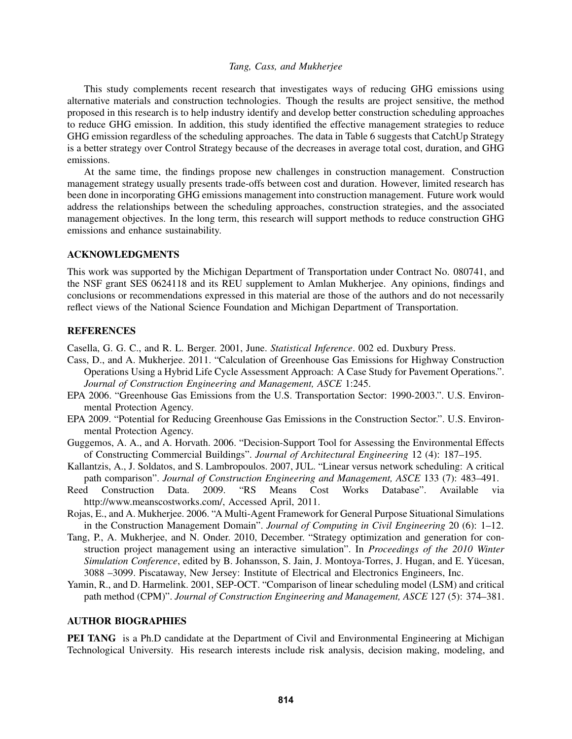This study complements recent research that investigates ways of reducing GHG emissions using alternative materials and construction technologies. Though the results are project sensitive, the method proposed in this research is to help industry identify and develop better construction scheduling approaches to reduce GHG emission. In addition, this study identified the effective management strategies to reduce GHG emission regardless of the scheduling approaches. The data in Table 6 suggests that CatchUp Strategy is a better strategy over Control Strategy because of the decreases in average total cost, duration, and GHG emissions.

At the same time, the findings propose new challenges in construction management. Construction management strategy usually presents trade-offs between cost and duration. However, limited research has been done in incorporating GHG emissions management into construction management. Future work would address the relationships between the scheduling approaches, construction strategies, and the associated management objectives. In the long term, this research will support methods to reduce construction GHG emissions and enhance sustainability.

## ACKNOWLEDGMENTS

This work was supported by the Michigan Department of Transportation under Contract No. 080741, and the NSF grant SES 0624118 and its REU supplement to Amlan Mukherjee. Any opinions, findings and conclusions or recommendations expressed in this material are those of the authors and do not necessarily reflect views of the National Science Foundation and Michigan Department of Transportation.

## REFERENCES

Casella, G. G. C., and R. L. Berger. 2001, June. *Statistical Inference*. 002 ed. Duxbury Press.

Cass, D., and A. Mukherjee. 2011. "Calculation of Greenhouse Gas Emissions for Highway Construction Operations Using a Hybrid Life Cycle Assessment Approach: A Case Study for Pavement Operations.". *Journal of Construction Engineering and Management, ASCE* 1:245.

EPA 2006. "Greenhouse Gas Emissions from the U.S. Transportation Sector: 1990-2003.". U.S. Environmental Protection Agency.

EPA 2009. "Potential for Reducing Greenhouse Gas Emissions in the Construction Sector.". U.S. Environmental Protection Agency.

Guggemos, A. A., and A. Horvath. 2006. "Decision-Support Tool for Assessing the Environmental Effects of Constructing Commercial Buildings". *Journal of Architectural Engineering* 12 (4): 187–195.

Kallantzis, A., J. Soldatos, and S. Lambropoulos. 2007, JUL. "Linear versus network scheduling: A critical path comparison". *Journal of Construction Engineering and Management, ASCE* 133 (7): 483–491.

Reed Construction Data. 2009. "RS Means Cost Works Database". Available via http://www.meanscostworks.com/, Accessed April, 2011.

Rojas, E., and A. Mukherjee. 2006. "A Multi-Agent Framework for General Purpose Situational Simulations in the Construction Management Domain". *Journal of Computing in Civil Engineering* 20 (6): 1–12.

Tang, P., A. Mukherjee, and N. Onder. 2010, December. "Strategy optimization and generation for construction project management using an interactive simulation". In *Proceedings of the 2010 Winter Simulation Conference*, edited by B. Johansson, S. Jain, J. Montoya-Torres, J. Hugan, and E. Yücesan, 3088 –3099. Piscataway, New Jersey: Institute of Electrical and Electronics Engineers, Inc.

Yamin, R., and D. Harmelink. 2001, SEP-OCT. "Comparison of linear scheduling model (LSM) and critical path method (CPM)". *Journal of Construction Engineering and Management, ASCE* 127 (5): 374–381.

## AUTHOR BIOGRAPHIES

**PEI TANG** is a Ph.D candidate at the Department of Civil and Environmental Engineering at Michigan Technological University. His research interests include risk analysis, decision making, modeling, and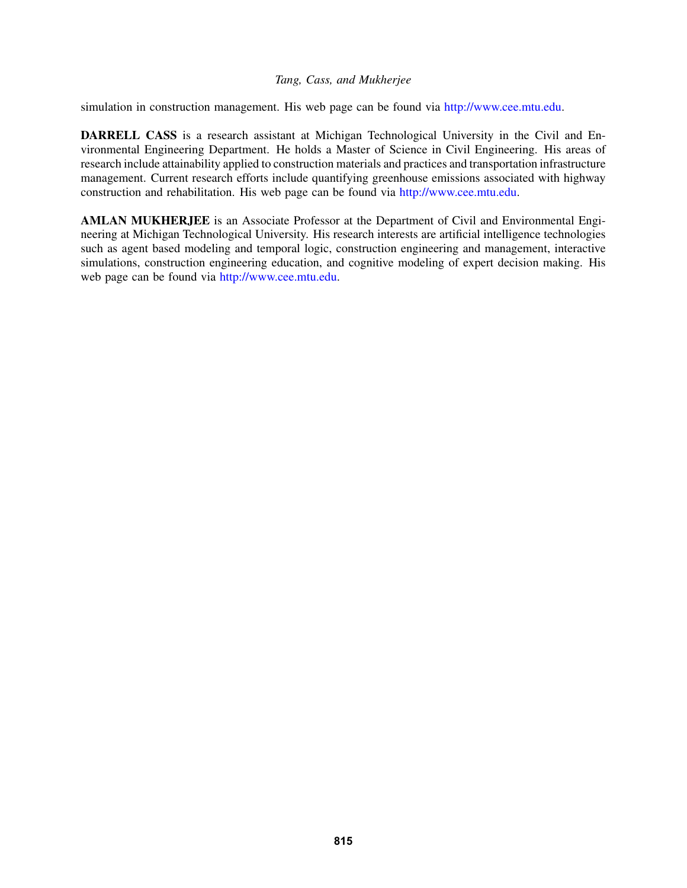simulation in construction management. His web page can be found via http://www.cee.mtu.edu.

**DARRELL CASS** is a research assistant at Michigan Technological University in the Civil and Environmental Engineering Department. He holds a Master of Science in Civil Engineering. His areas of research include attainability applied to construction materials and practices and transportation infrastructure management. Current research efforts include quantifying greenhouse emissions associated with highway construction and rehabilitation. His web page can be found via http://www.cee.mtu.edu.

**AMLAN MUKHERJEE** is an Associate Professor at the Department of Civil and Environmental Engineering at Michigan Technological University. His research interests are artificial intelligence technologies such as agent based modeling and temporal logic, construction engineering and management, interactive simulations, construction engineering education, and cognitive modeling of expert decision making. His web page can be found via http://www.cee.mtu.edu.